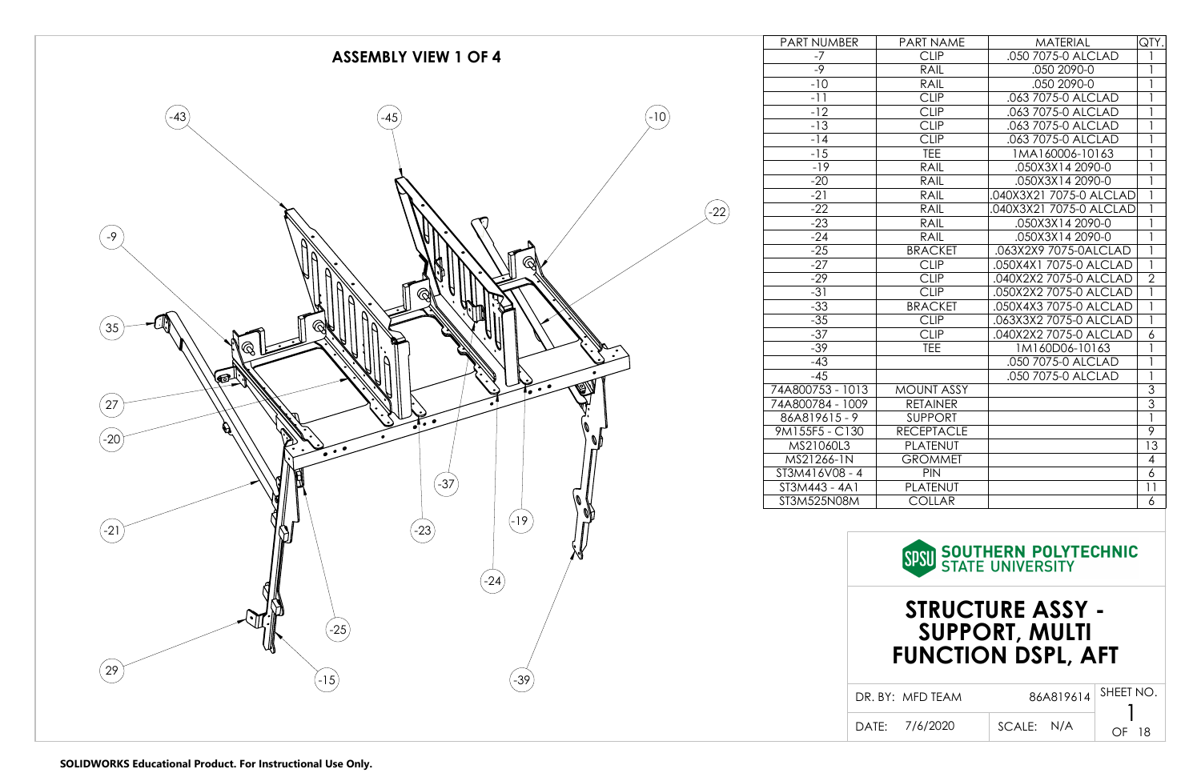## ASSEMBLY VIEW 1 OF 4

-43, -45, -10, -22, -9, 35, 27, -20, -37, -21, -23, -19, -24, -25, 29, -15, -39

| PART NUMBER | PART NAME | MATERIAL | QTY. |
|---|---|---|---|
| -7 | CLIP | .050 7075-0 ALCLAD | 1 |
| -9 | RAIL | .050 2090-0 | 1 |
| -10 | RAIL | .050 2090-0 | 1 |
| -11 | CLIP | .063 7075-0 ALCLAD | 1 |
| -12 | CLIP | .063 7075-0 ALCLAD | 1 |
| -13 | CLIP | .063 7075-0 ALCLAD | 1 |
| -14 | CLIP | .063 7075-0 ALCLAD | 1 |
| -15 | TEE | 1MA160006-10163 | 1 |
| -19 | RAIL | .050X3X14 2090-0 | 1 |
| -20 | RAIL | .050X3X14 2090-0 | 1 |
| -21 | RAIL | .040X3X21 7075-0 ALCLAD | 1 |
| -22 | RAIL | .040X3X21 7075-0 ALCLAD | 1 |
| -23 | RAIL | .050X3X14 2090-0 | 1 |
| -24 | RAIL | .050X3X14 2090-0 | 1 |
| -25 | BRACKET | .063X2X9 7075-0ALCLAD | 1 |
| -27 | CLIP | .050X4X1 7075-0 ALCLAD | 1 |
| -29 | CLIP | .040X2X2 7075-0 ALCLAD | 2 |
| -31 | CLIP | .050X2X2 7075-0 ALCLAD | 1 |
| -33 | BRACKET | .050X4X3 7075-0 ALCLAD | 1 |
| -35 | CLIP | .063X3X2 7075-0 ALCLAD | 1 |
| -37 | CLIP | .040X2X2 7075-0 ALCLAD | 6 |
| -39 | TEE | 1M160D06-10163 | 1 |
| -43 | | .050 7075-0 ALCLAD | 1 |
| -45 | | .050 7075-0 ALCLAD | 1 |
| 74A800753 - 1013 | MOUNT ASSY | | 3 |
| 74A800784 - 1009 | RETAINER | | 3 |
| 86A819615 - 9 | SUPPORT | | 1 |
| 9M155F5 - C130 | RECEPTACLE | | 9 |
| MS21060L3 | PLATENUT | | 13 |
| MS21266-1N | GROMMET | | 4 |
| ST3M416V08 - 4 | PIN | | 6 |
| ST3M443 - 4A1 | PLATENUT | | 11 |
| ST3M525N08M | COLLAR | | 6 |

SPSU SOUTHERN POLYTECHNIC STATE UNIVERSITY

# STRUCTURE ASSY - SUPPORT, MULTI FUNCTION DSPL, AFT

| DR. BY: MFD TEAM | 86A819614 | SHEET NO. 1 OF 18 |
|---|---|---|
| DATE: 7/6/2020 | SCALE: N/A | |

SOLIDWORKS Educational Product. For Instructional Use Only.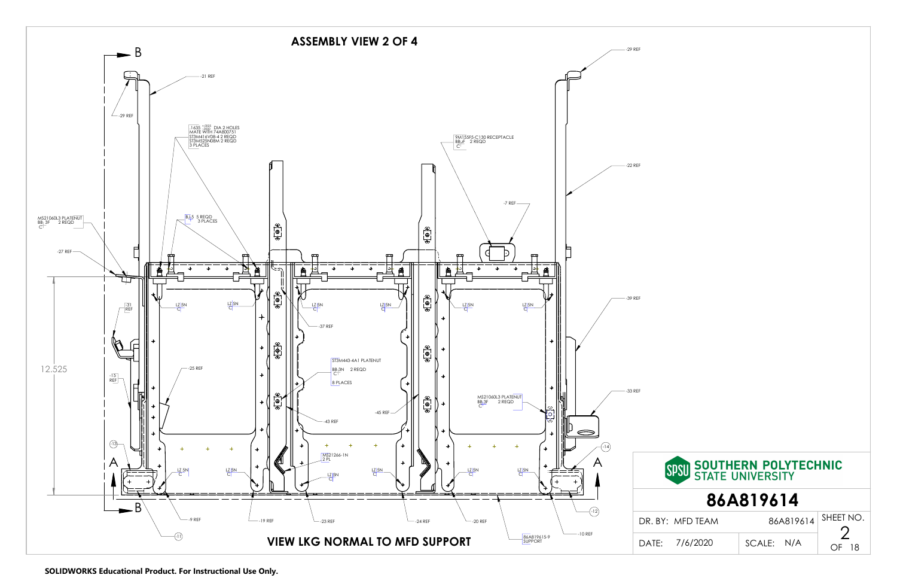# ASSEMBLY VIEW 2 OF 4

B

-29 REF

-21 REF

-29 REF

.1635 $^{+.0025}_{-.0000}$ DIA 2 HOLES
MATE WITH 74A800751
ST3M416V08-4 2 REQD
ST3M525N08M 2 REQD
3 PLACES

9M155F5-C130 RECEPTACLE
BB|F 2 REQD
C|

-22 REF

-7 REF

MS21060L3 PLATENUT
BB|3F 2 REQD
C|

B|.5 5 REQD
3 PLACES

-27 REF

-39 REF

-31 REF

LZ|5N C|

-37 REF

12.525

-15 REF

-25 REF

ST3M443-4A1 PLATENUT
BB|3N 2 REQD
C|
8 PLACES

-33 REF

MS21060L3 PLATENUT
BB|3F 2 REQD
C|

-45 REF

-43 REF

-13

MS21266-1N
2 PL

-14

A

A

B

-12

-9 REF

-19 REF

-23 REF

-24 REF

-20 REF

-10 REF

-11

86A819615-9
SUPPORT

## VIEW LKG NORMAL TO MFD SUPPORT

| SOUTHERN POLYTECHNIC STATE UNIVERSITY | | |
|---|---|---|
| 86A819614 | | |
| DR. BY: MFD TEAM | 86A819614 | SHEET NO. 2 OF 18 |
| DATE: 7/6/2020 | SCALE: N/A | |

SOLIDWORKS Educational Product. For Instructional Use Only.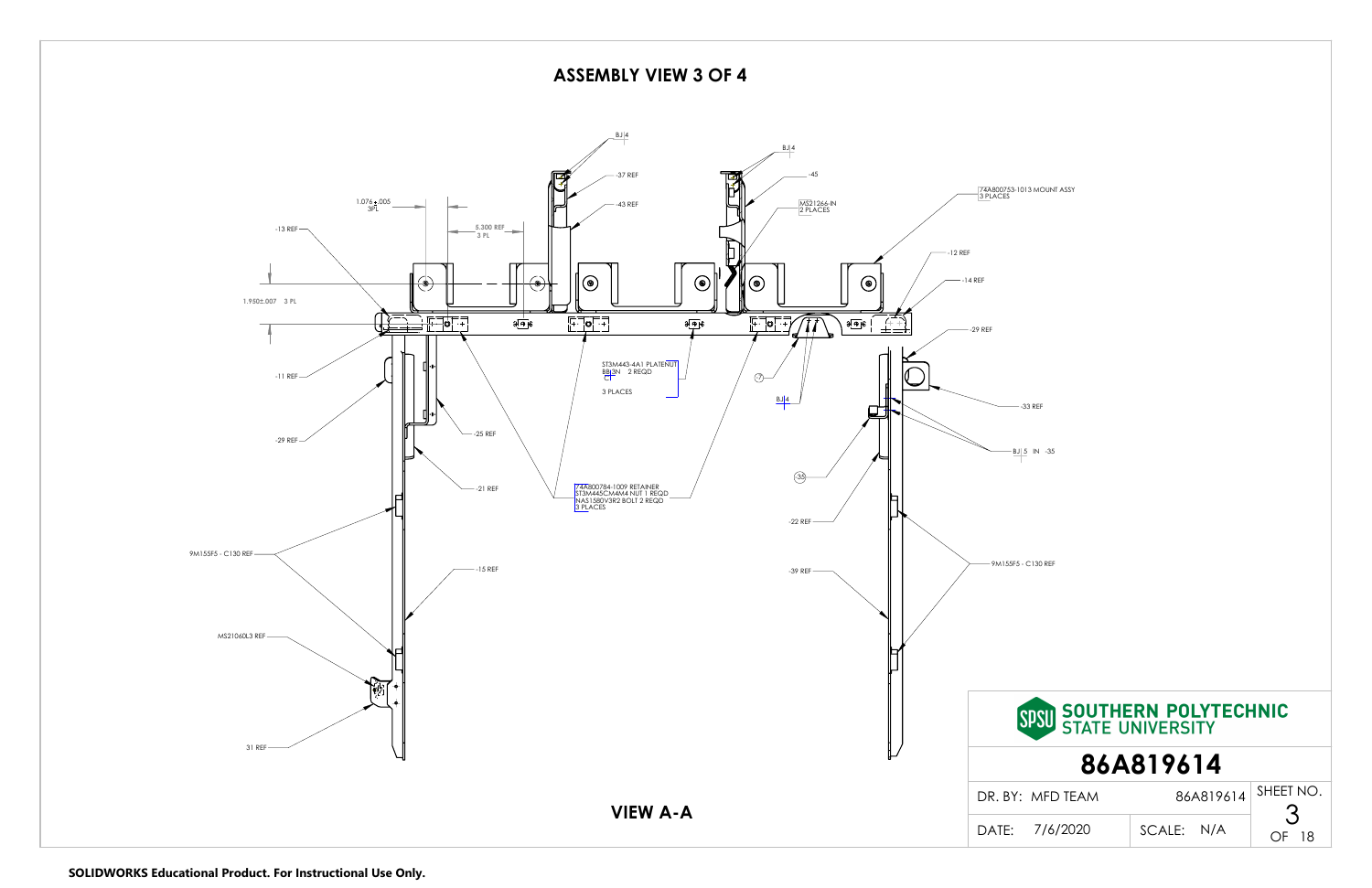# ASSEMBLY VIEW 3 OF 4

BJ4

BJ4

-37 REF

-45

-43 REF

MS21266-IN
2 PLACES

74A800753-1013 MOUNT ASSY
3 PLACES

1.076 ± .005
3PL

5.300 REF
3 PL

-13 REF

-12 REF

-14 REF

1.950±.007 3 PL

-29 REF

ST3M443-4A1 PLATENUT
BB63N 2 REQD
3 PLACES

-11 REF

7

BJ4

-33 REF

-29 REF

BJ5 IN -35

-25 REF

35

-21 REF

74A800784-1009 RETAINER
ST3M445CM4M4 NUT 1 REQD
NAS1580V3R2 BOLT 2 REQD
3 PLACES

-22 REF

9M155F5 - C130 REF

9M155F5 - C130 REF

-15 REF

-39 REF

MS21060L3 REF

31 REF

**VIEW A-A**

| SPSU SOUTHERN POLYTECHNIC STATE UNIVERSITY | | |
|---|---|---|
| **86A819614** | | |
| DR. BY: MFD TEAM | 86A819614 | SHEET NO. 3 |
| DATE: 7/6/2020 | SCALE: N/A | OF 18 |

**SOLIDWORKS Educational Product. For Instructional Use Only.**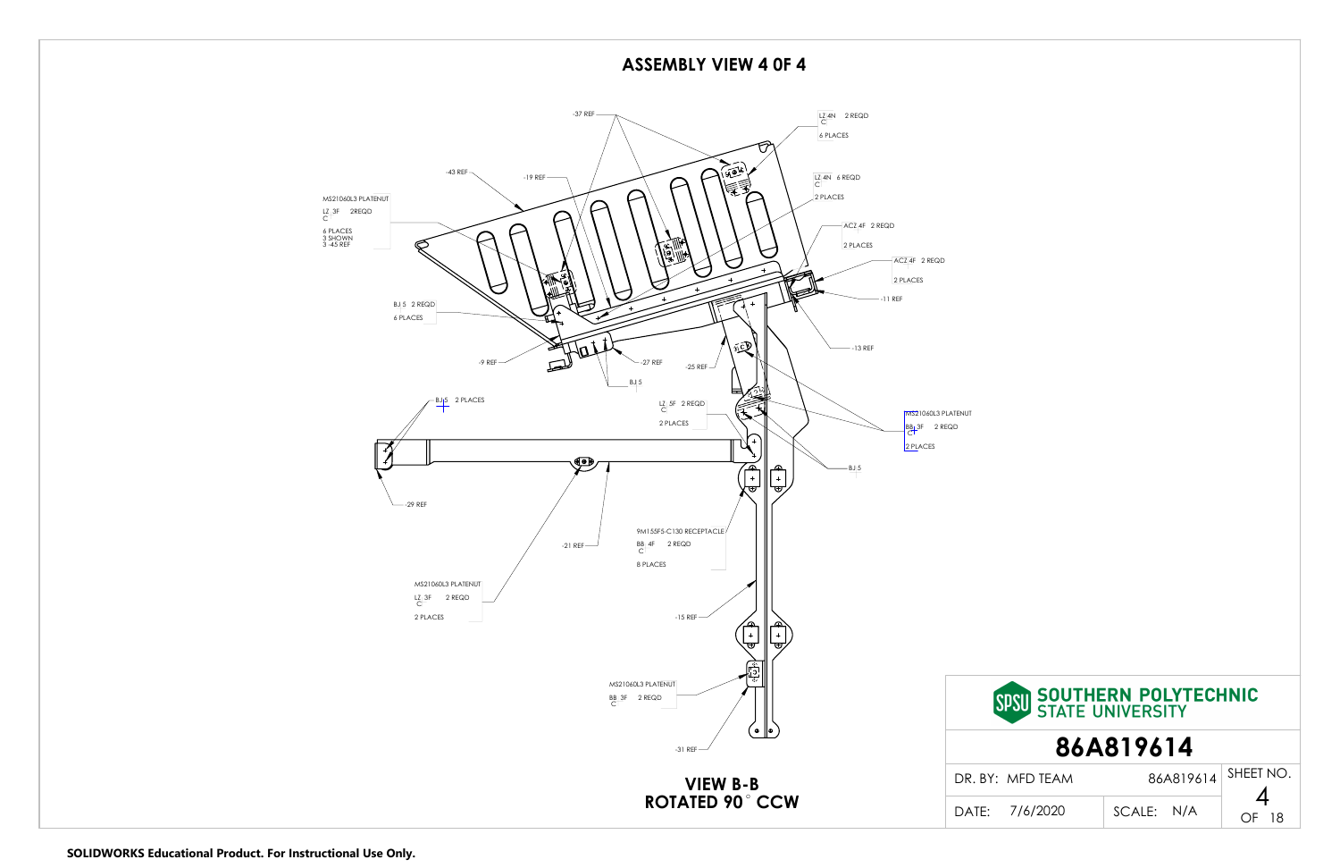## ASSEMBLY VIEW 4 OF 4

-37 REF

LZ 4N 2 REQD
C
6 PLACES

-43 REF

-19 REF

LZ 4N 6 REQD
C
2 PLACES

MS21060L3 PLATENUT
LZ 3F 2REQD
C
6 PLACES
3 SHOWN
3 -45 REF

ACZ 4F 2 REQD
2 PLACES

ACZ 4F 2 REQD
2 PLACES

-11 REF

BJ 5 2 REQD
6 PLACES

-13 REF

-9 REF

-27 REF

-25 REF

BJ 5

BJ 5 2 PLACES

LZ 5F 2 REQD
C
2 PLACES

MS21060L3 PLATENUT
BB 3F 2 REQD
C
2 PLACES

BJ 5

-29 REF

9M155F5-C130 RECEPTACLE
BB 4F 2 REQD
C
8 PLACES

-21 REF

MS21060L3 PLATENUT
LZ 3F 2 REQD
C
2 PLACES

-15 REF

MS21060L3 PLATENUT
BB 3F 2 REQD
C

-31 REF

**VIEW B-B**
**ROTATED 90° CCW**

**SOUTHERN POLYTECHNIC STATE UNIVERSITY**

**86A819614**

| DR. BY: MFD TEAM | 86A819614 | SHEET NO. 4 |
| --- | --- | --- |
| DATE: 7/6/2020 | SCALE: N/A | OF 18 |

SOLIDWORKS Educational Product. For Instructional Use Only.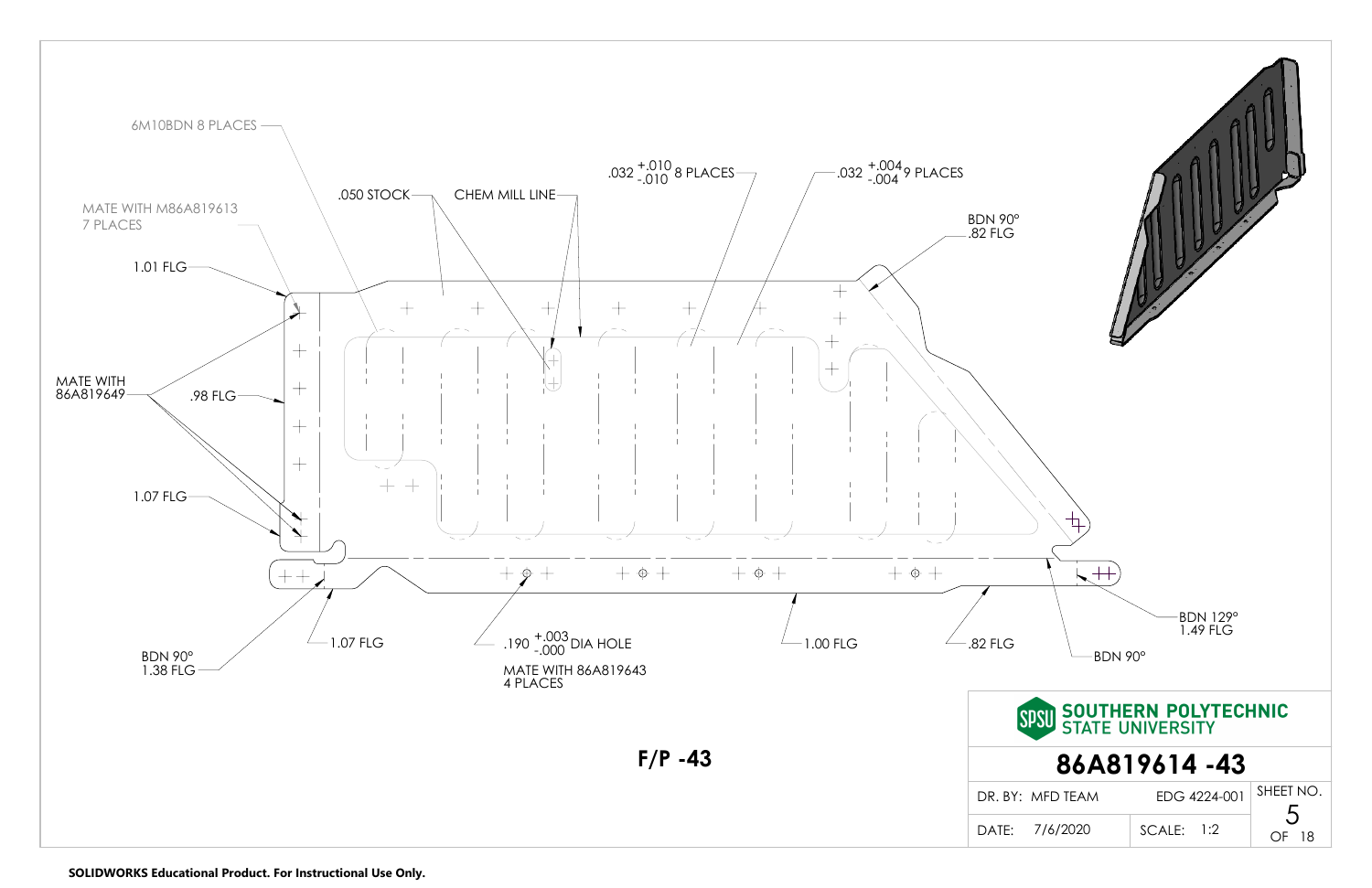6M10BDN 8 PLACES

MATE WITH M86A819613
7 PLACES

1.01 FLG

MATE WITH
86A819649

.98 FLG

1.07 FLG

.050 STOCK

CHEM MILL LINE

.032 $^{+.010}_{-.010}$ 8 PLACES

.032 $^{+.004}_{-.004}$ 9 PLACES

BDN 90°
.82 FLG

BDN 129°
1.49 FLG

BDN 90°
1.38 FLG

1.07 FLG

.190 $^{+.003}_{-.000}$ DIA HOLE

MATE WITH 86A819643
4 PLACES

1.00 FLG

.82 FLG

BDN 90°

**F/P -43**

| SOUTHERN POLYTECHNIC STATE UNIVERSITY | | |
|---|---|---|
| **86A819614 -43** | | |
| DR. BY: MFD TEAM | EDG 4224-001 | SHEET NO. 5 |
| DATE: 7/6/2020 | SCALE: 1:2 | OF 18 |

**SOLIDWORKS Educational Product. For Instructional Use Only.**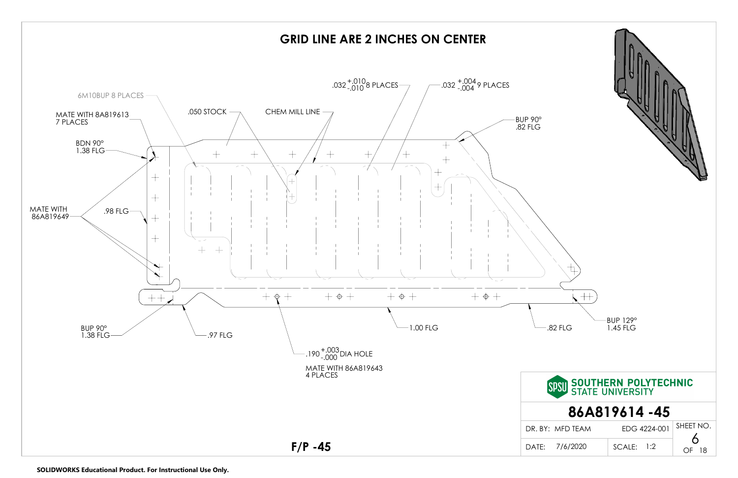# GRID LINE ARE 2 INCHES ON CENTER

6M10BUP 8 PLACES

MATE WITH 8A819613 7 PLACES

BDN 90° 1.38 FLG

MATE WITH 86A819649

.98 FLG

.050 STOCK

CHEM MILL LINE

.032 $^{+.010}_{-.010}$ 8 PLACES

.032 $^{+.004}_{-.004}$ 9 PLACES

BUP 90° .82 FLG

BUP 90° 1.38 FLG

.97 FLG

1.00 FLG

.82 FLG

BUP 129° 1.45 FLG

.190 $^{+.003}_{-.000}$ DIA HOLE

MATE WITH 86A819643 4 PLACES

**F/P -45**

| SOUTHERN POLYTECHNIC STATE UNIVERSITY | | |
|---|---|---|
| **86A819614 -45** | | |
| DR. BY: MFD TEAM | EDG 4224-001 | SHEET NO. 6 OF 18 |
| DATE: 7/6/2020 | SCALE: 1:2 | |

SOLIDWORKS Educational Product. For Instructional Use Only.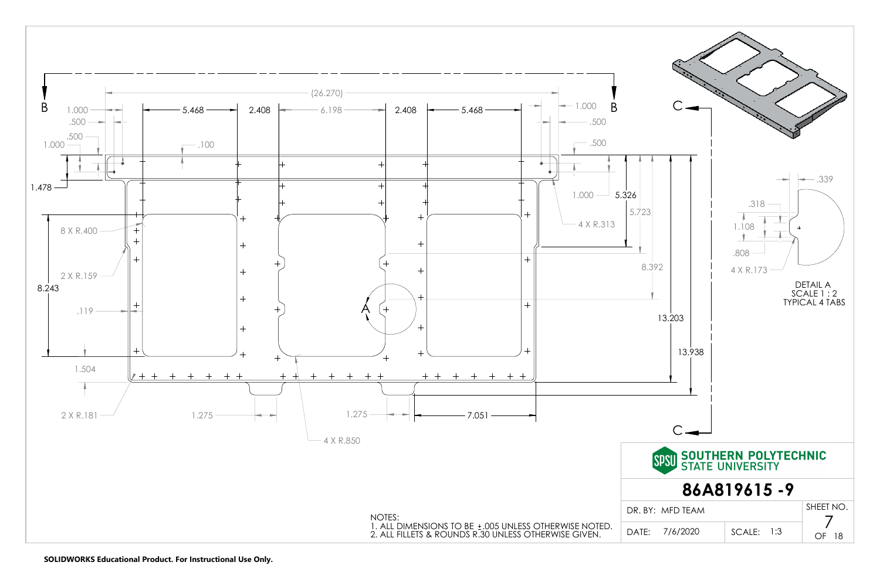B 1.000 .500 .500 1.000 5.468 2.408 (26.270) 6.198 2.408 5.468 1.000 B .500 .500 .100

C

1.478

1.000 5.326 5.723 4 X R.313

8 X R.400 2 X R.159 8.243 .119

8.392 13.203 13.938

A

1.504

2 X R.181 1.275 1.275 7.051

4 X R.850

.339 .318 1.108 .808 4 X R.173

DETAIL A
SCALE 1 : 2
TYPICAL 4 TABS

C

NOTES:
1. ALL DIMENSIONS TO BE ±.005 UNLESS OTHERWISE NOTED.
2. ALL FILLETS & ROUNDS R.30 UNLESS OTHERWISE GIVEN.

| SOUTHERN POLYTECHNIC STATE UNIVERSITY | | |
| --- | --- | --- |
| **86A819615 -9** | | |
| DR. BY: MFD TEAM | | SHEET NO. |
| DATE: 7/6/2020 | SCALE: 1:3 | 7 OF 18 |

**SOLIDWORKS Educational Product. For Instructional Use Only.**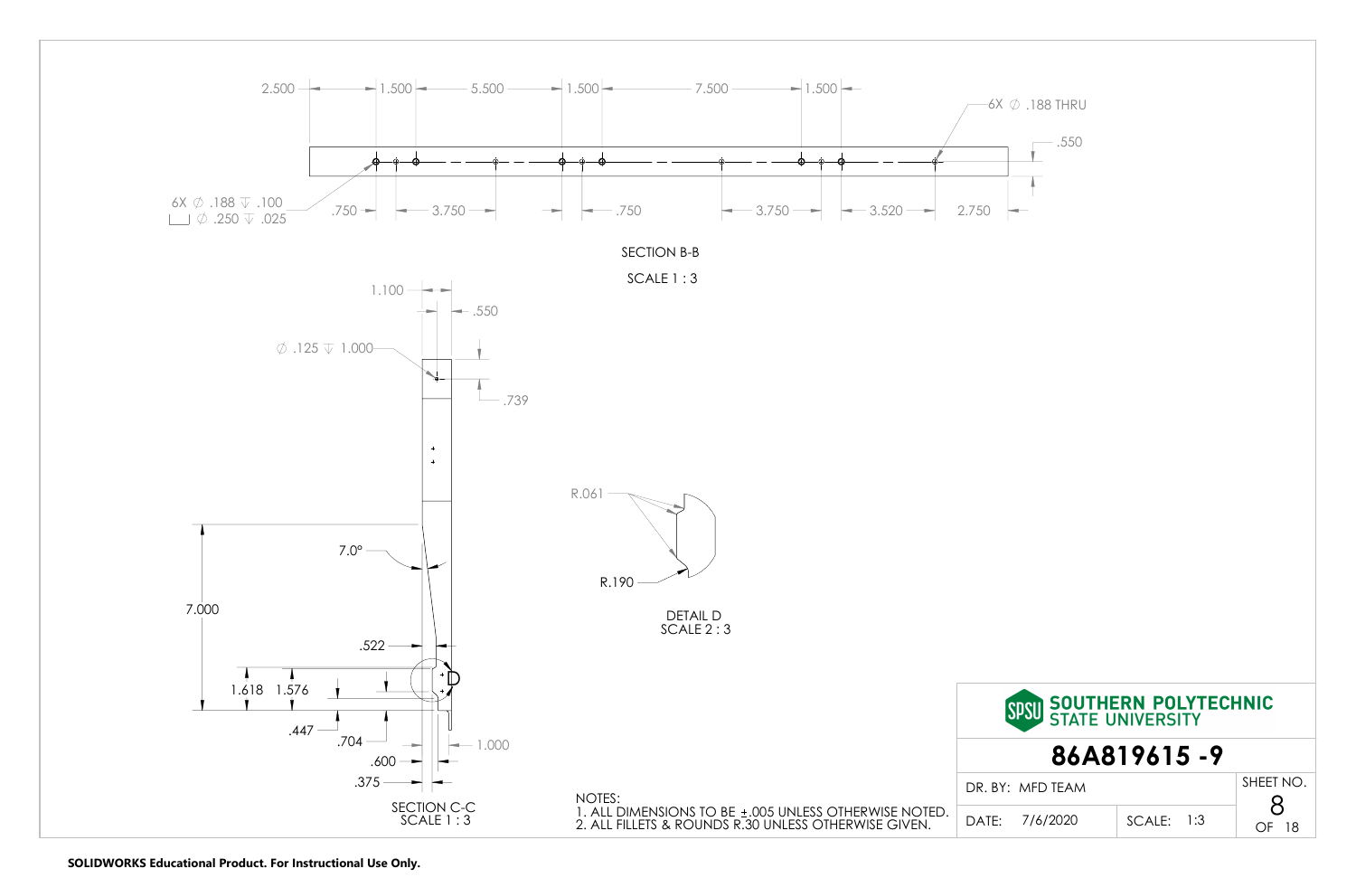2.500 1.500 5.500 1.500 7.500 1.500

6X ∅ .188 THRU

.550

6X ∅ .188 ↧ .100
⌴ ∅ .250 ↧ .025

.750 3.750 .750 3.750 3.520 2.750

SECTION B-B

SCALE 1 : 3

1.100

.550

∅ .125 ↧ 1.000

.739

R.061

R.190

DETAIL D
SCALE 2 : 3

7.0°

7.000

.522

1.618 1.576

.447

.704

.600

1.000

.375

SECTION C-C
SCALE 1 : 3

NOTES:
1. ALL DIMENSIONS TO BE ±.005 UNLESS OTHERWISE NOTED.
2. ALL FILLETS & ROUNDS R.30 UNLESS OTHERWISE GIVEN.

| SOUTHERN POLYTECHNIC STATE UNIVERSITY | | |
|---|---|---|
| **86A819615 -9** | | |
| DR. BY: MFD TEAM | | SHEET NO. 8 OF 18 |
| DATE: 7/6/2020 | SCALE: 1:3 | |

SOLIDWORKS Educational Product. For Instructional Use Only.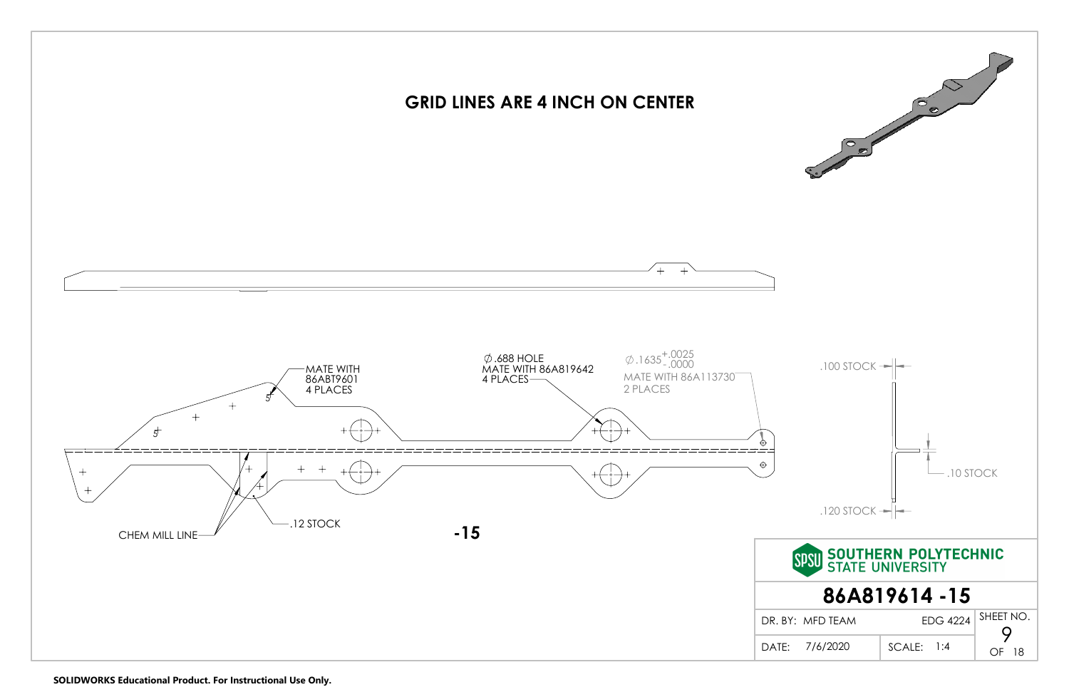# GRID LINES ARE 4 INCH ON CENTER

MATE WITH 86ABT9601 4 PLACES

$\varnothing$.688 HOLE MATE WITH 86A819642 4 PLACES

$\varnothing .1635^{+.0025}_{-.0000}$ MATE WITH 86A113730 2 PLACES

5

5

CHEM MILL LINE

.12 STOCK

.100 STOCK

.10 STOCK

.120 STOCK

**-15**

| SOUTHERN POLYTECHNIC STATE UNIVERSITY | | |
|---|---|---|
| **86A819614 -15** | | |
| DR. BY: MFD TEAM | EDG 4224 | SHEET NO. 9 OF 18 |
| DATE: 7/6/2020 | SCALE: 1:4 | |

**SOLIDWORKS Educational Product. For Instructional Use Only.**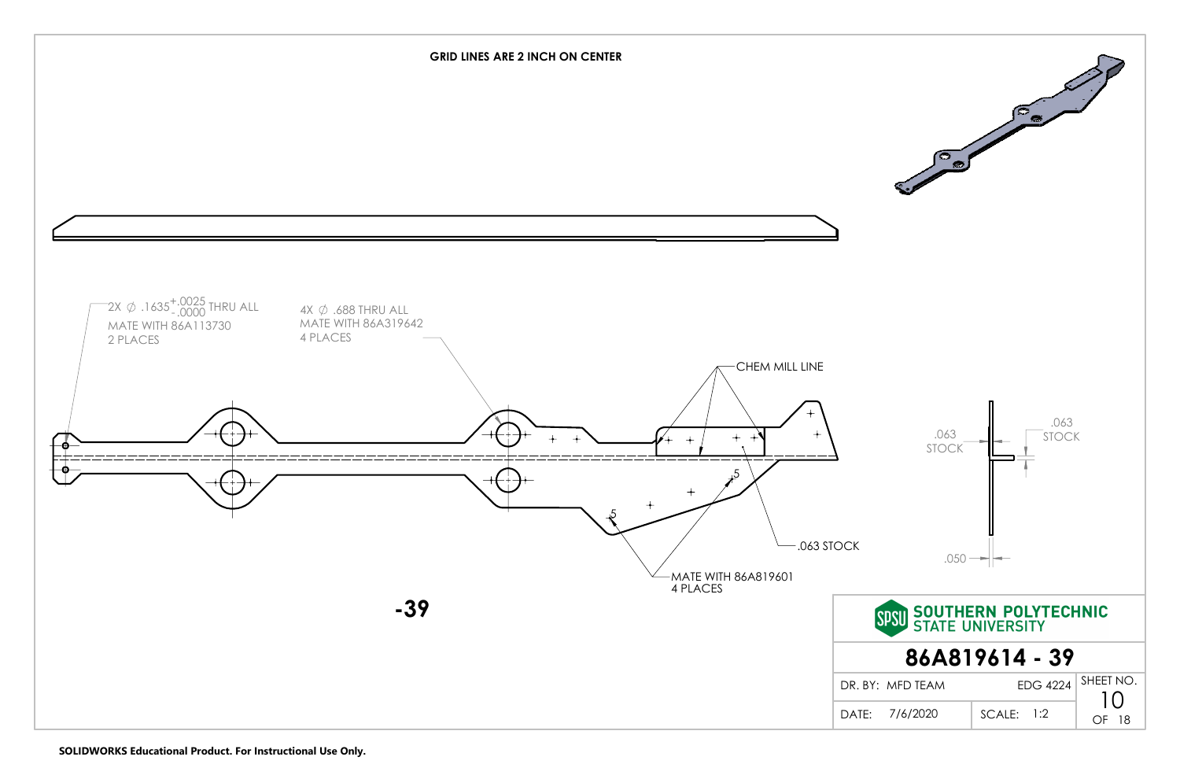**GRID LINES ARE 2 INCH ON CENTER**

2X ∅ .1635 $^{+.0025}_{-.0000}$ THRU ALL
MATE WITH 86A113730
2 PLACES

4X ∅ .688 THRU ALL
MATE WITH 86A319642
4 PLACES

CHEM MILL LINE

.5

.5

.063 STOCK

MATE WITH 86A819601
4 PLACES

.063
STOCK

.063
STOCK

.050

**-39**

| SOUTHERN POLYTECHNIC STATE UNIVERSITY | | |
|---|---|---|
| **86A819614 - 39** | | |
| DR. BY: MFD TEAM | EDG 4224 | SHEET NO. 10 |
| DATE: 7/6/2020 | SCALE: 1:2 | OF 18 |

**SOLIDWORKS Educational Product. For Instructional Use Only.**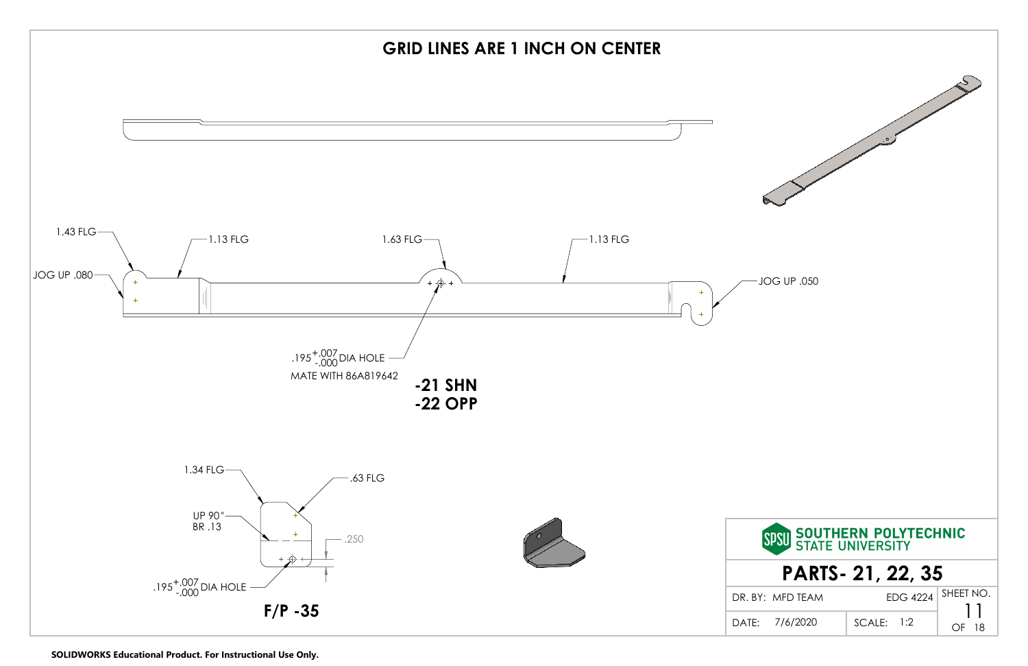## GRID LINES ARE 1 INCH ON CENTER

1.43 FLG

1.13 FLG

1.63 FLG

1.13 FLG

JOG UP .080

JOG UP .050

$.195^{+.007}_{-.000}$ DIA HOLE

MATE WITH 86A819642

**-21 SHN**
**-22 OPP**

1.34 FLG

.63 FLG

UP 90°
BR .13

.250

$.195^{+.007}_{-.000}$ DIA HOLE

**F/P -35**

| SOUTHERN POLYTECHNIC STATE UNIVERSITY | | |
|---|---|---|
| **PARTS- 21, 22, 35** | | |
| DR. BY: MFD TEAM | EDG 4224 | SHEET NO. 11 |
| DATE: 7/6/2020 | SCALE: 1:2 | OF 18 |

**SOLIDWORKS Educational Product. For Instructional Use Only.**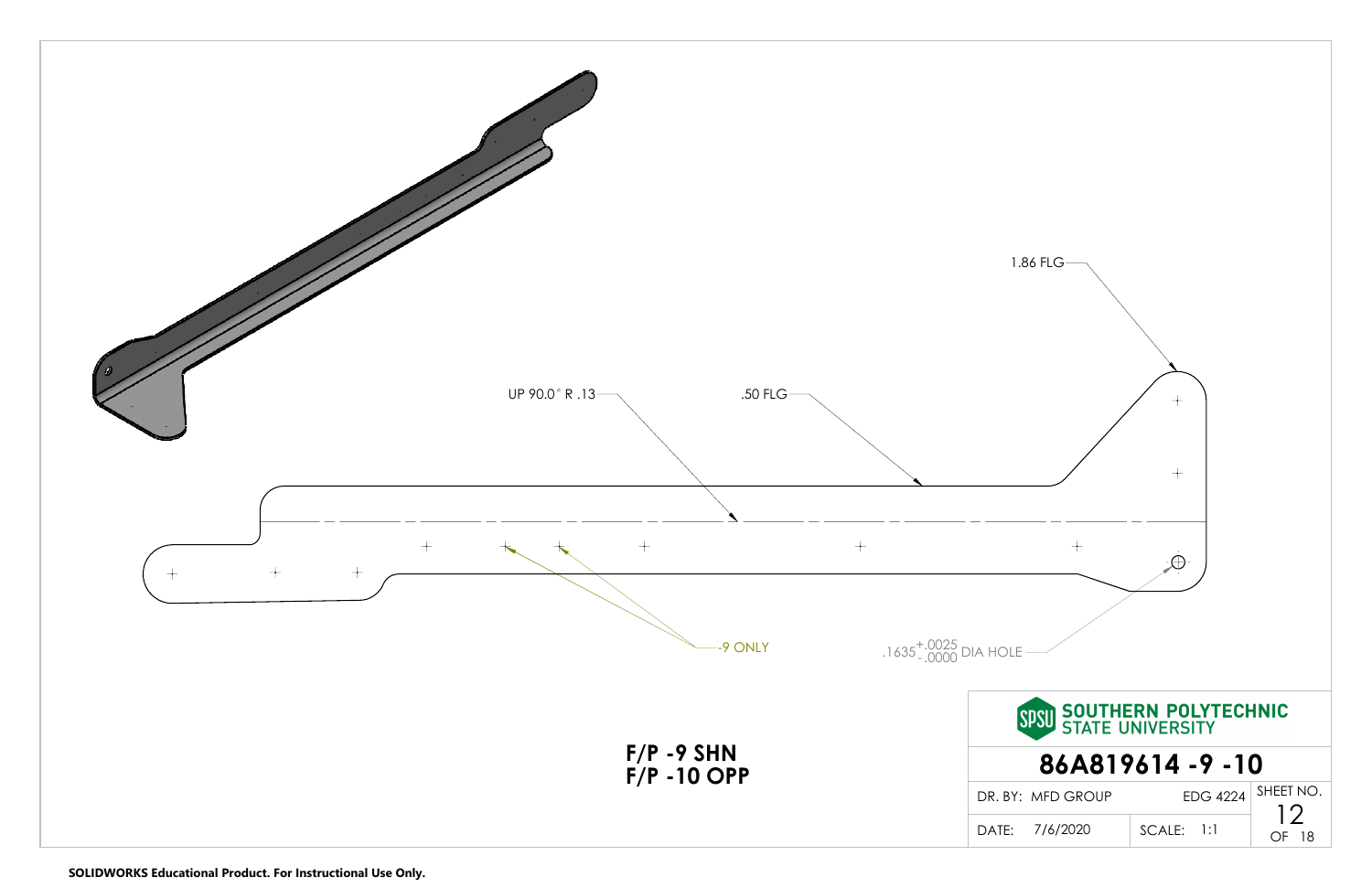1.86 FLG

UP 90.0° R .13

.50 FLG

-9 ONLY

$.1635^{+.0025}_{-.0000}$ DIA HOLE

**F/P -9 SHN**
**F/P -10 OPP**

| SOUTHERN POLYTECHNIC STATE UNIVERSITY | | |
|---|---|---|
| **86A819614 -9 -10** | | |
| DR. BY: MFD GROUP | EDG 4224 | SHEET NO. 12 OF 18 |
| DATE: 7/6/2020 | SCALE: 1:1 | |

**SOLIDWORKS Educational Product. For Instructional Use Only.**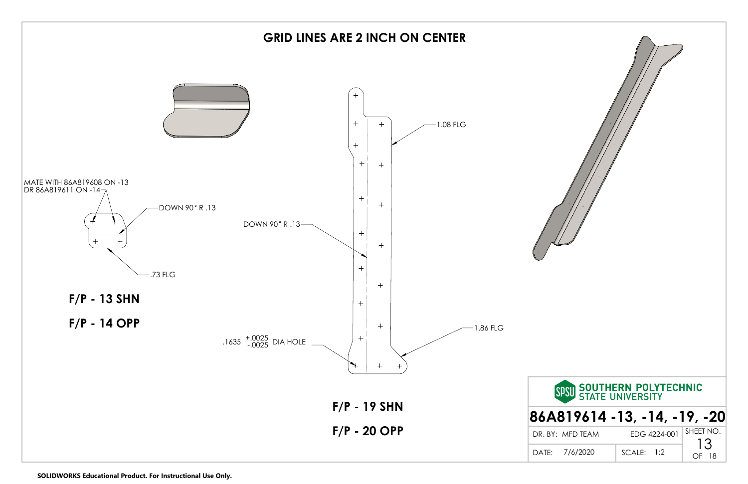## GRID LINES ARE 2 INCH ON CENTER

MATE WITH 86A819608 ON -13
DR 86A819611 ON -14

DOWN 90° R .13

.73 FLG

**F/P - 13 SHN**

**F/P - 14 OPP**

1.08 FLG

DOWN 90° R .13

1.86 FLG

.1635 $^{+.0025}_{-.0025}$ DIA HOLE

**F/P - 19 SHN**

**F/P - 20 OPP**

SPSU SOUTHERN POLYTECHNIC STATE UNIVERSITY

**86A819614 -13, -14, -19, -20**

| DR. BY: MFD TEAM | EDG 4224-001 | SHEET NO. 13 OF 18 |
|---|---|---|
| DATE: 7/6/2020 | SCALE: 1:2 | |

SOLIDWORKS Educational Product. For Instructional Use Only.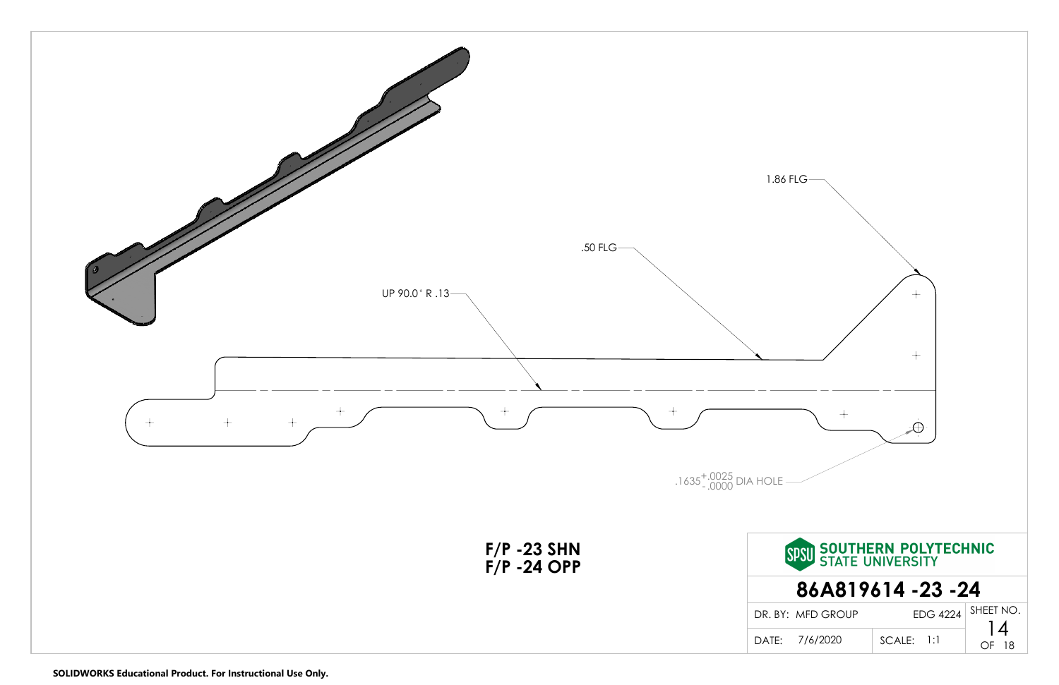1.86 FLG

.50 FLG

UP 90.0° R .13

$.1635^{+.0025}_{-.0000}$ DIA HOLE

**F/P -23 SHN**
**F/P -24 OPP**

| SOUTHERN POLYTECHNIC STATE UNIVERSITY | | |
|---|---|---|
| **86A819614 -23 -24** | | |
| DR. BY: MFD GROUP | EDG 4224 | SHEET NO. 14 OF 18 |
| DATE: 7/6/2020 | SCALE: 1:1 | |

**SOLIDWORKS Educational Product. For Instructional Use Only.**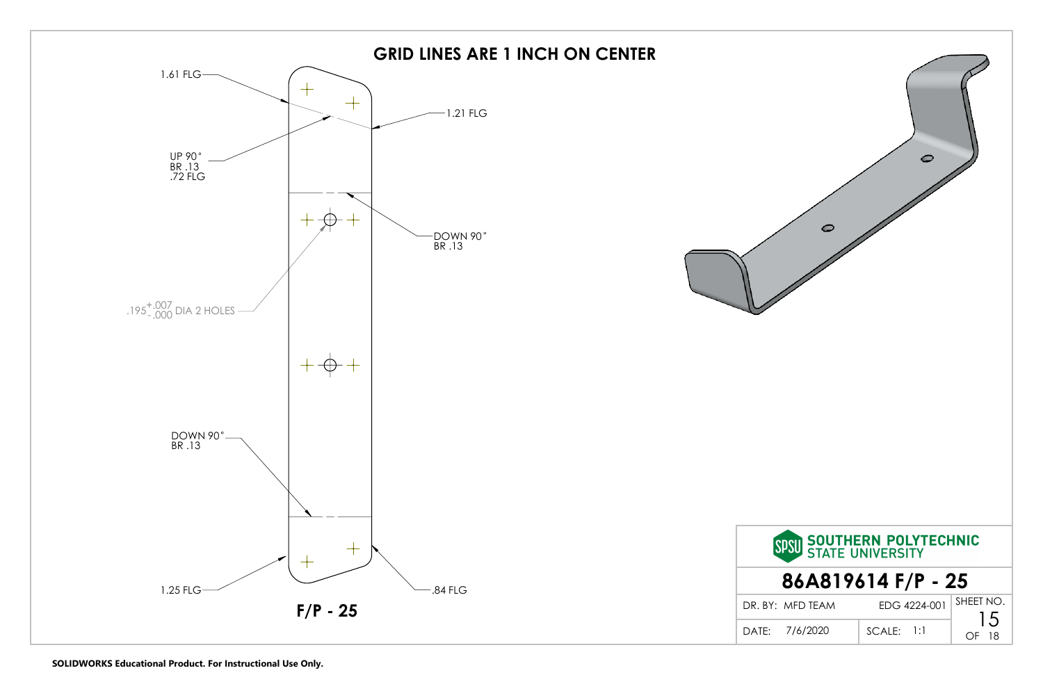## GRID LINES ARE 1 INCH ON CENTER

1.61 FLG

1.21 FLG

UP 90°
BR .13
.72 FLG

DOWN 90°
BR .13

$.195^{+.007}_{-.000}$ DIA 2 HOLES

DOWN 90°
BR .13

1.25 FLG

.84 FLG

**F/P - 25**

| SOUTHERN POLYTECHNIC STATE UNIVERSITY | | |
|---|---|---|
| **86A819614 F/P - 25** | | |
| DR. BY: MFD TEAM | EDG 4224-001 | SHEET NO. 15 OF 18 |
| DATE: 7/6/2020 | SCALE: 1:1 | |

SOLIDWORKS Educational Product. For Instructional Use Only.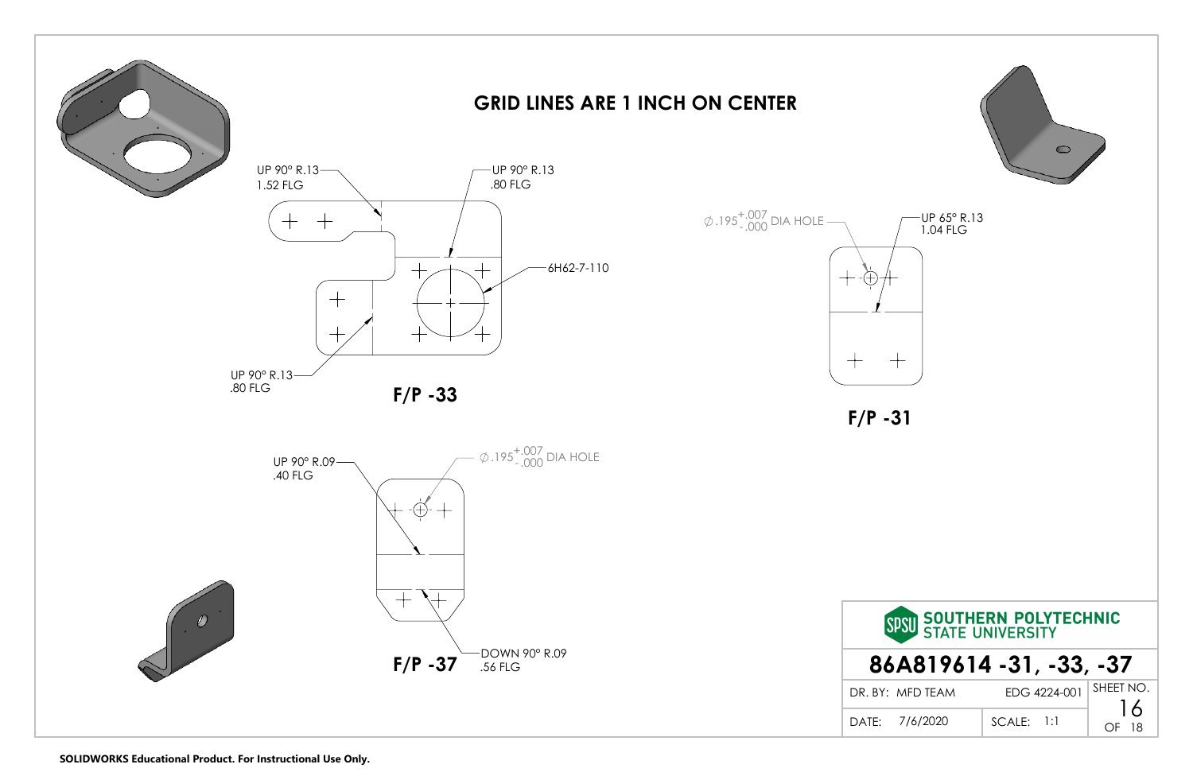# GRID LINES ARE 1 INCH ON CENTER

UP 90° R.13
1.52 FLG

UP 90° R.13
.80 FLG

6H62-7-110

UP 90° R.13
.80 FLG

**F/P -33**

$\varnothing .195^{+.007}_{-.000}$ DIA HOLE

UP 65° R.13
1.04 FLG

**F/P -31**

UP 90° R.09
.40 FLG

$\varnothing .195^{+.007}_{-.000}$ DIA HOLE

DOWN 90° R.09
.56 FLG

**F/P -37**

| SOUTHERN POLYTECHNIC STATE UNIVERSITY | | |
|---|---|---|
| **86A819614 -31, -33, -37** | | |
| DR. BY: MFD TEAM | EDG 4224-001 | SHEET NO. 16 OF 18 |
| DATE: 7/6/2020 | SCALE: 1:1 | |

**SOLIDWORKS Educational Product. For Instructional Use Only.**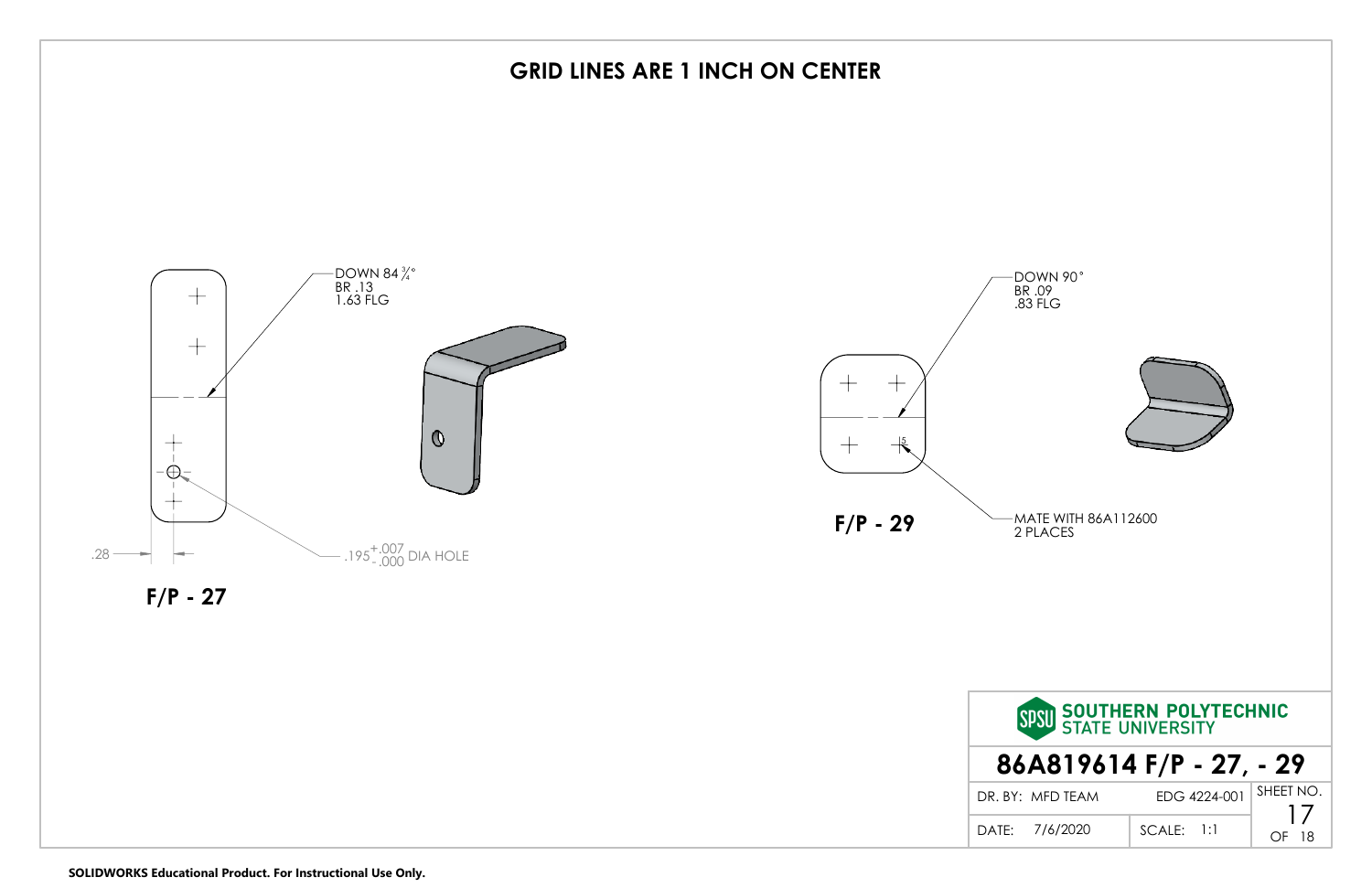# GRID LINES ARE 1 INCH ON CENTER

DOWN 84 ¾°
BR .13
1.63 FLG

.28

$.195^{+.007}_{-.000}$ DIA HOLE

**F/P - 27**

DOWN 90°
BR .09
.83 FLG

MATE WITH 86A112600
2 PLACES

**F/P - 29**

| SPSU SOUTHERN POLYTECHNIC STATE UNIVERSITY | | |
|---|---|---|
| **86A819614 F/P - 27, - 29** | | |
| DR. BY: MFD TEAM | EDG 4224-001 | SHEET NO. 17 |
| DATE: 7/6/2020 | SCALE: 1:1 | OF 18 |

SOLIDWORKS Educational Product. For Instructional Use Only.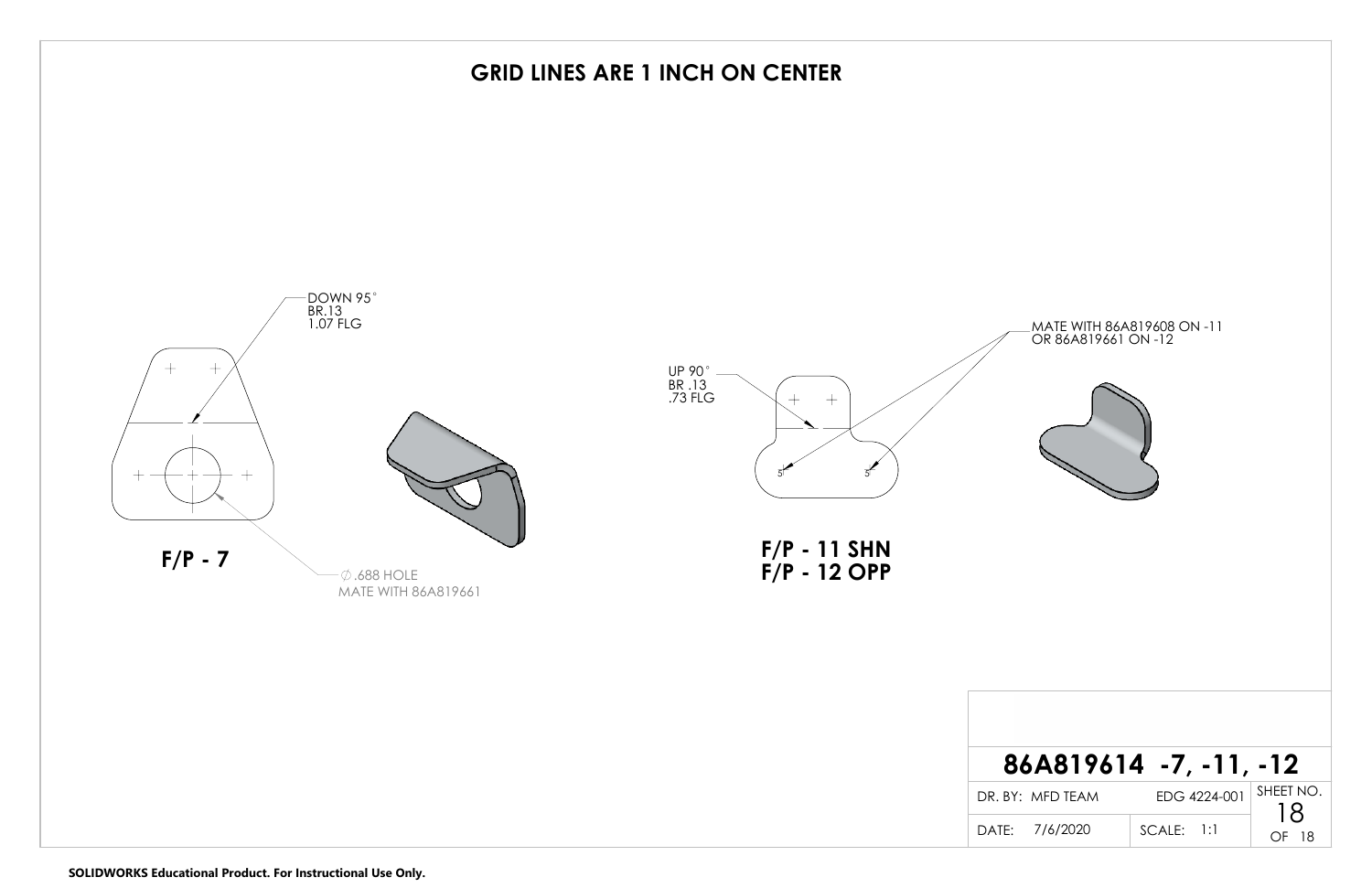## GRID LINES ARE 1 INCH ON CENTER

DOWN 95°
BR.13
1.07 FLG

**F/P - 7**

∅.688 HOLE
MATE WITH 86A819661

UP 90°
BR .13
.73 FLG

5°

5°

MATE WITH 86A819608 ON -11
OR 86A819661 ON -12

**F/P - 11 SHN**
**F/P - 12 OPP**

| | | |
|---|---|---|
| **86A819614 -7, -11, -12** | | |
| DR. BY: MFD TEAM | EDG 4224-001 | SHEET NO. 18 |
| DATE: 7/6/2020 | SCALE: 1:1 | OF 18 |

**SOLIDWORKS Educational Product. For Instructional Use Only.**